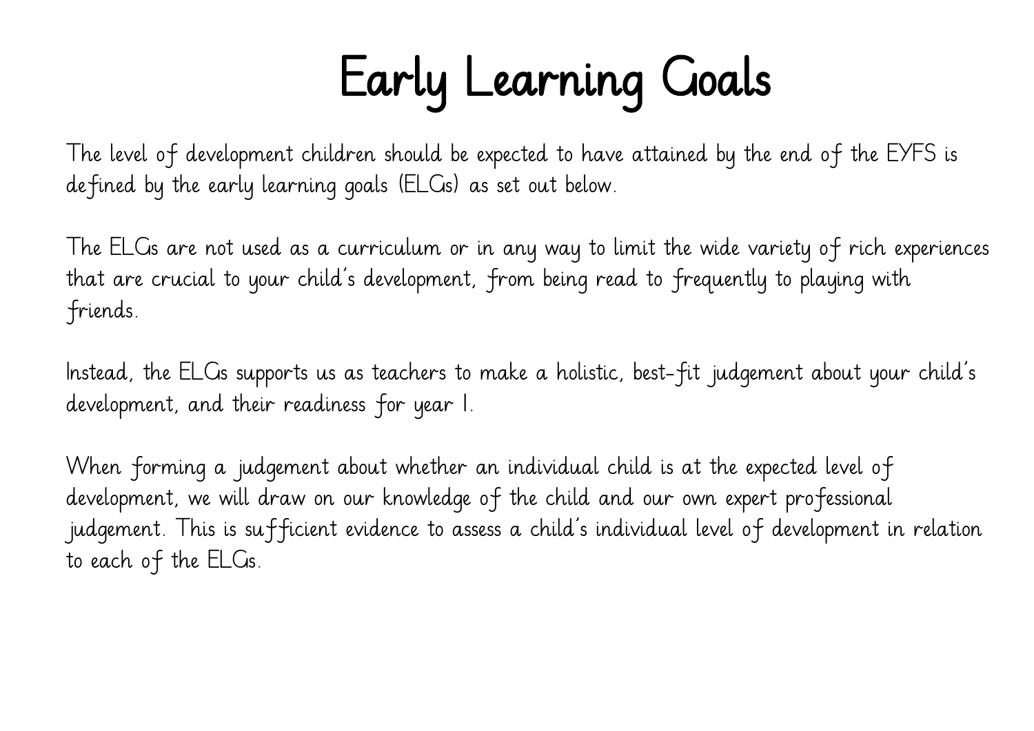# Early Learning Goals

The level of development children should be expected to have attained by the end of the EYFS is defined by the early learning goals (ELGs) as set out below.

The ELGs are not used as a curriculum or in any way to limit the wide variety of rich experiences that are crucial to your child's development, from being read to frequently to playing with friends.

Instead, the ELGs supports us as teachers to make a holistic, best-fit judgement about your child's development, and their readiness for year 1.

When forming a judgement about whether an individual child is at the expected level of development, we will draw on our knowledge of the child and our own expert professional judgement. This is sufficient evidence to assess a child's individual level of development in relation to each of the ELGs.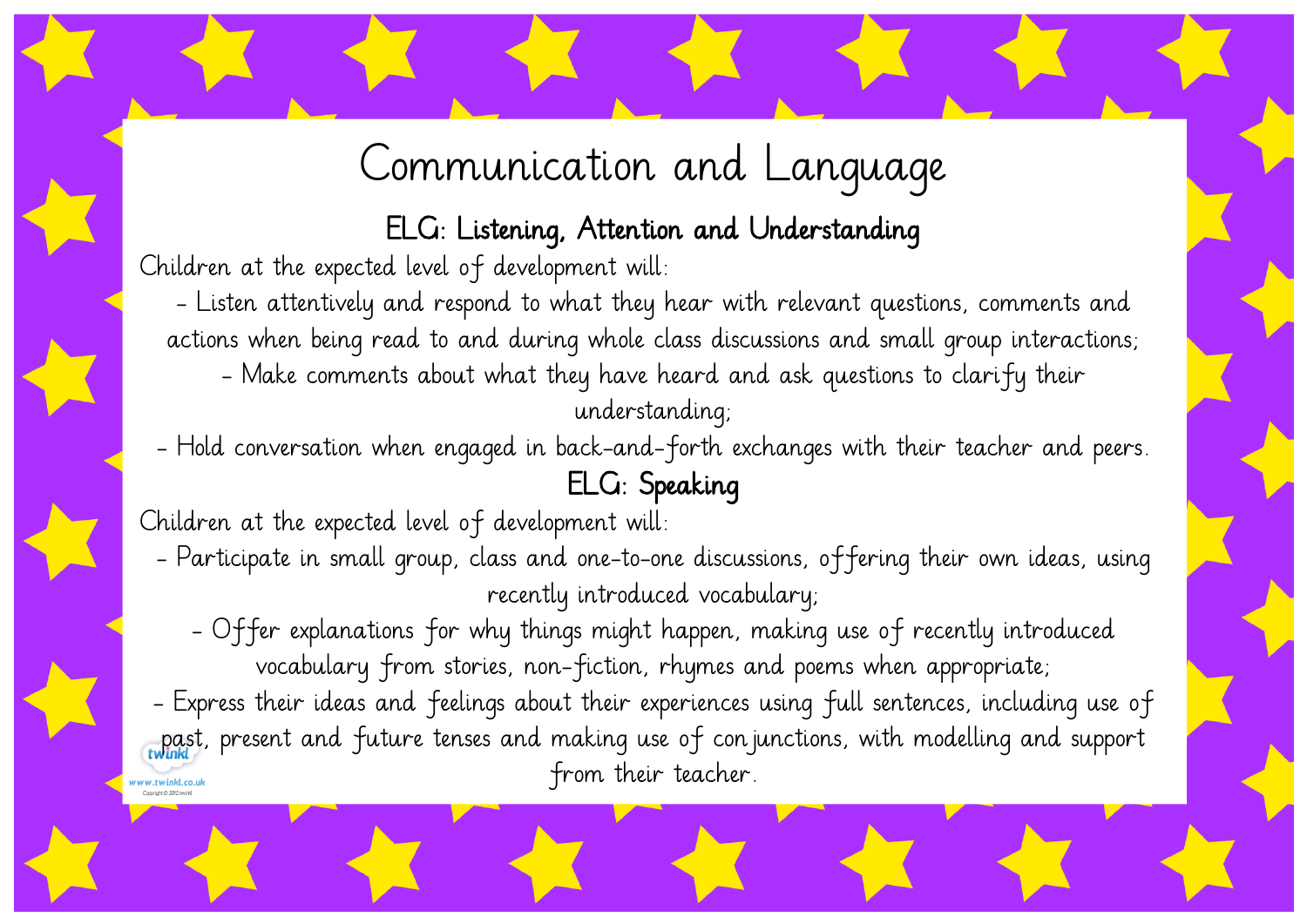# Communication and Language

## ELG: Listening, Attention and Understanding

Children at the expected level of development will:

- Listen attentively and respond to what they hear with relevant questions, comments and actions when being read to and during whole class discussions and small group interactions;
- Make comments about what they have heard and ask questions to clarify their understanding;
- Hold conversation when engaged in back-and-forth exchanges with their teacher and peers.

## ELG: Speaking

Children at the expected level of development will:

- Participate in small group, class and one-to-one discussions, offering their own ideas, using recently introduced vocabulary;
- Offer explanations for why things might happen, making use of recently introduced vocabulary from stories, non-fiction, rhymes and poems when appropriate;
- Express their ideas and feelings about their experiences using full sentences, including use of past, present and future tenses and making use of conjunctions, with modelling and support from their teacher.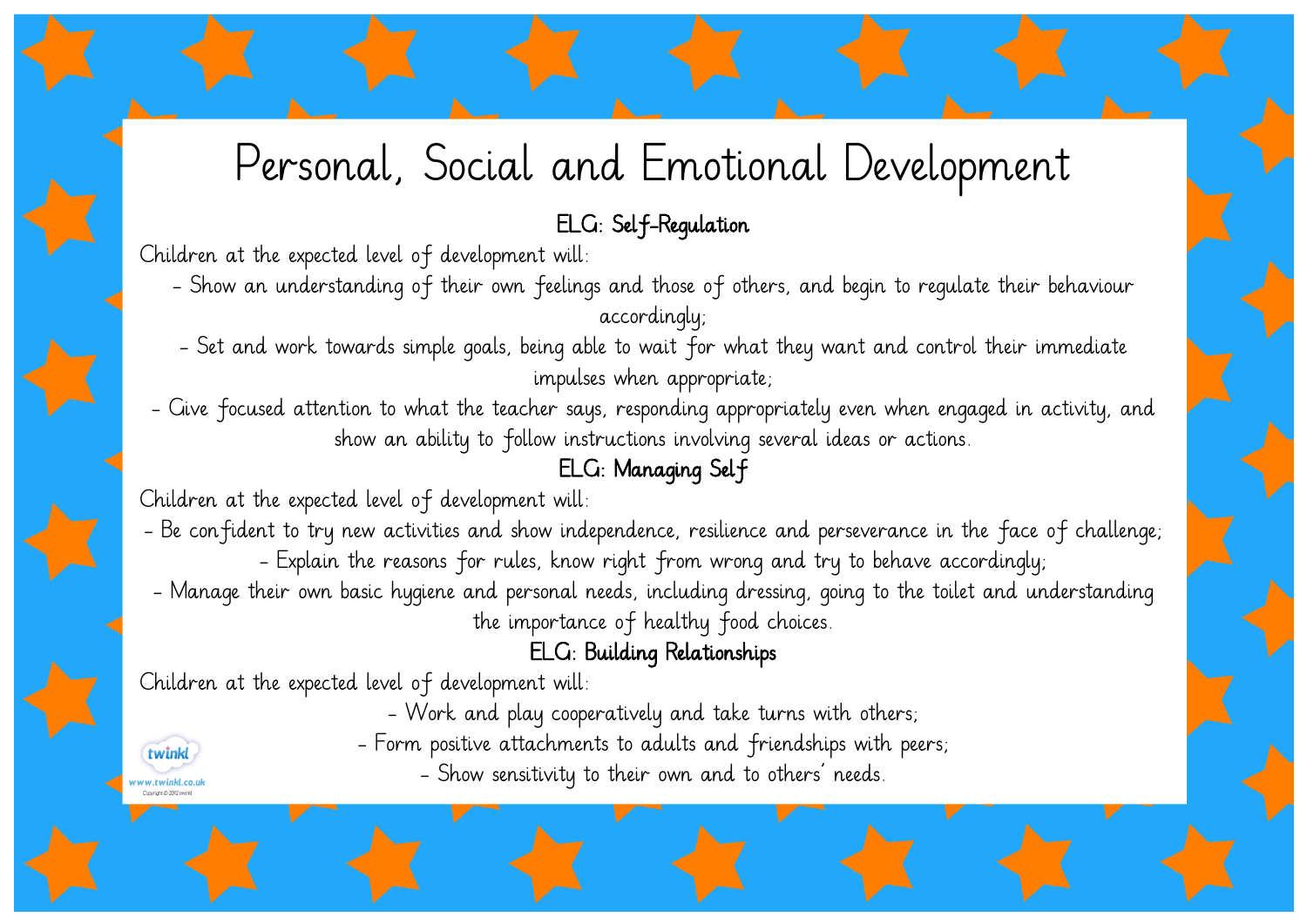# Personal, Social and Emotional Development

## ELG: Self-Regulation

Children at the expected level of development will:

- Show an understanding of their own feelings and those of others, and begin to regulate their behaviour accordingly;
- Set and work towards simple goals, being able to wait for what they want and control their immediate impulses when appropriate;
- Give focused attention to what the teacher says, responding appropriately even when engaged in activity, and show an ability to follow instructions involving several ideas or actions.

## ELG: Managing Self

Children at the expected level of development will:

- Be confident to try new activities and show independence, resilience and perseverance in the face of challenge;
- Explain the reasons for rules, know right from wrong and try to behave accordingly;
- Manage their own basic hygiene and personal needs, including dressing, going to the toilet and understanding the importance of healthy food choices.

## ELG: Building Relationships

Children at the expected level of development will:

- Work and play cooperatively and take turns with others;
- Form positive attachments to adults and friendships with peers;
- Show sensitivity to their own and to others' needs.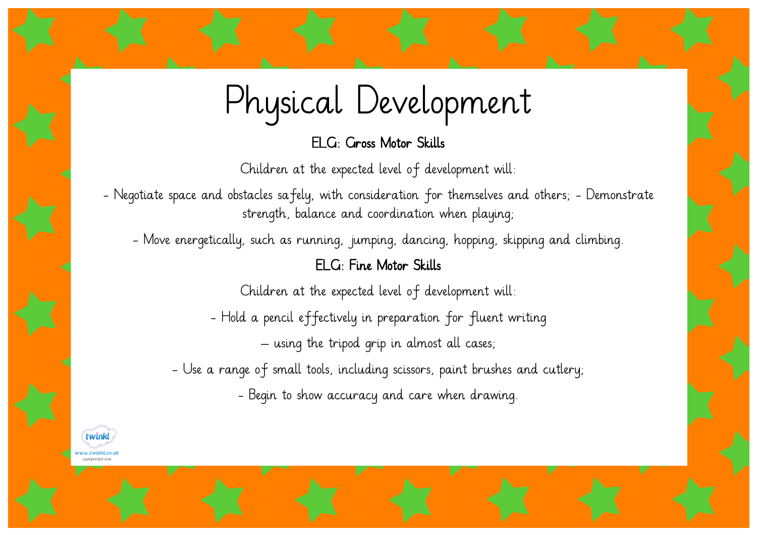# Physical Development

**ELG: Gross Motor Skills**

Children at the expected level of development will:

- Negotiate space and obstacles safely, with consideration for themselves and others; - Demonstrate strength, balance and coordination when playing;

- Move energetically, such as running, jumping, dancing, hopping, skipping and climbing.

**ELG: Fine Motor Skills**

Children at the expected level of development will:

- Hold a pencil effectively in preparation for fluent writing

– using the tripod grip in almost all cases;

- Use a range of small tools, including scissors, paint brushes and cutlery;

- Begin to show accuracy and care when drawing.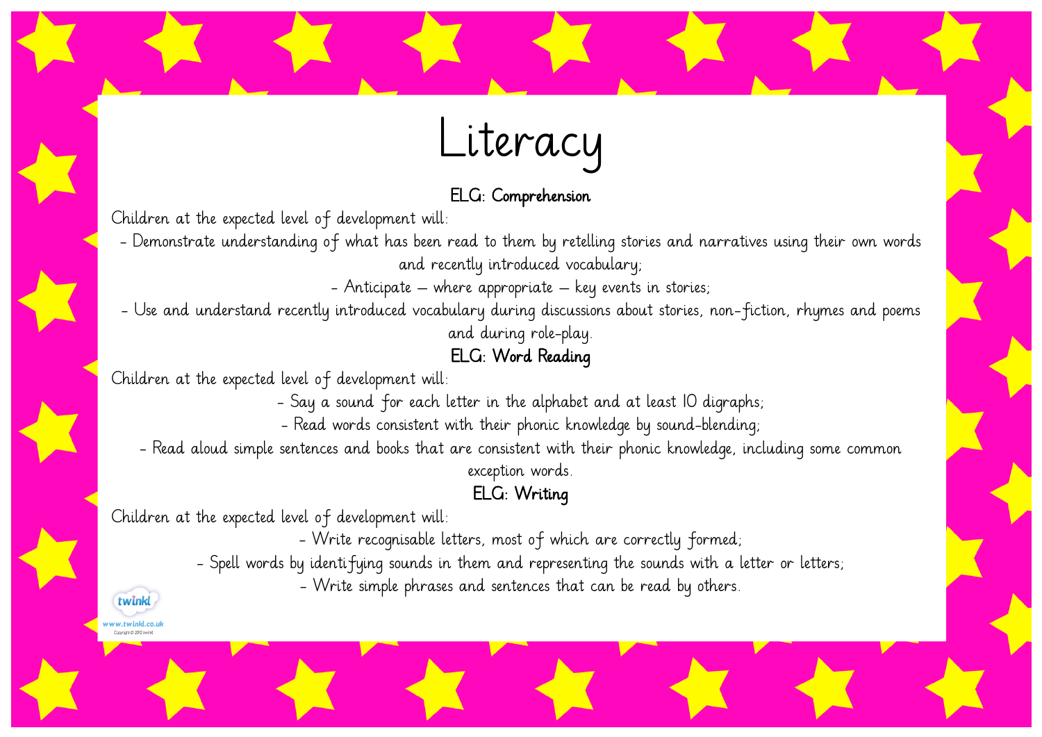# Literacy

## ELG: Comprehension

Children at the expected level of development will:

- Demonstrate understanding of what has been read to them by retelling stories and narratives using their own words and recently introduced vocabulary;
- Anticipate – where appropriate – key events in stories;
- Use and understand recently introduced vocabulary during discussions about stories, non-fiction, rhymes and poems and during role-play.

## ELG: Word Reading

Children at the expected level of development will:

- Say a sound for each letter in the alphabet and at least 10 digraphs;
- Read words consistent with their phonic knowledge by sound-blending;
- Read aloud simple sentences and books that are consistent with their phonic knowledge, including some common exception words.

## ELG: Writing

Children at the expected level of development will:

- Write recognisable letters, most of which are correctly formed;
- Spell words by identifying sounds in them and representing the sounds with a letter or letters;
- Write simple phrases and sentences that can be read by others.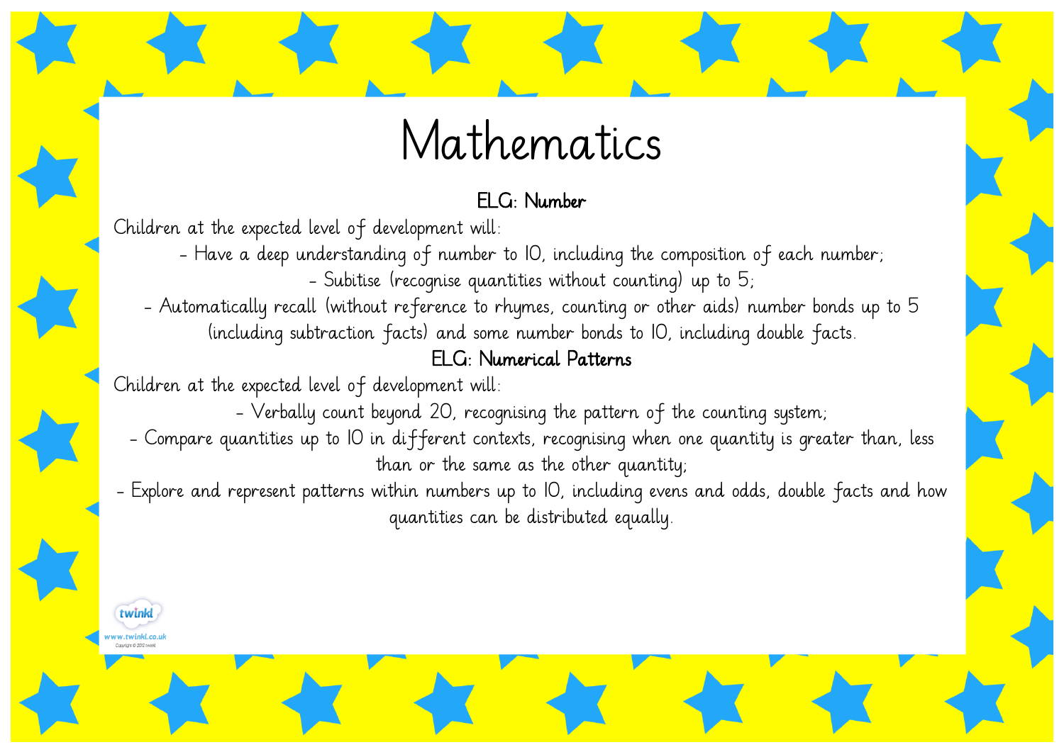# Mathematics

## ELG: Number

Children at the expected level of development will:

- Have a deep understanding of number to 10, including the composition of each number;
- Subitise (recognise quantities without counting) up to 5;
- Automatically recall (without reference to rhymes, counting or other aids) number bonds up to 5 (including subtraction facts) and some number bonds to 10, including double facts.

## ELG: Numerical Patterns

Children at the expected level of development will:

- Verbally count beyond 20, recognising the pattern of the counting system;
- Compare quantities up to 10 in different contexts, recognising when one quantity is greater than, less than or the same as the other quantity;
- Explore and represent patterns within numbers up to 10, including evens and odds, double facts and how quantities can be distributed equally.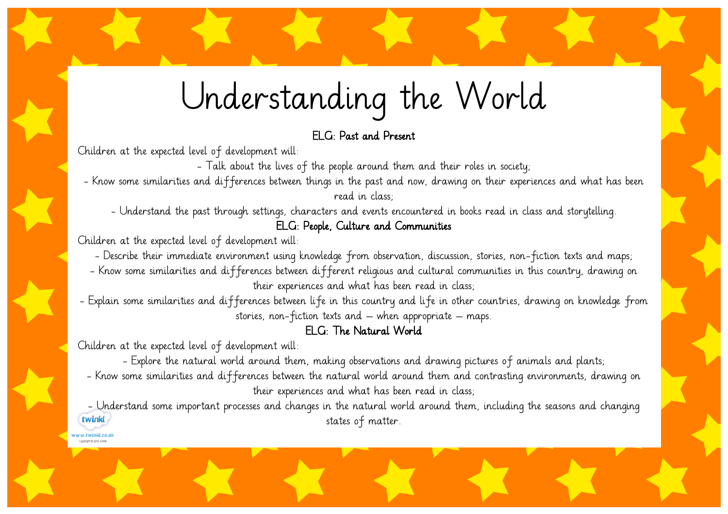# Understanding the World

## ELG: Past and Present

Children at the expected level of development will:

- Talk about the lives of the people around them and their roles in society;
- Know some similarities and differences between things in the past and now, drawing on their experiences and what has been read in class;
- Understand the past through settings, characters and events encountered in books read in class and storytelling.

## ELG: People, Culture and Communities

Children at the expected level of development will:

- Describe their immediate environment using knowledge from observation, discussion, stories, non-fiction texts and maps;
- Know some similarities and differences between different religious and cultural communities in this country, drawing on their experiences and what has been read in class;
- Explain some similarities and differences between life in this country and life in other countries, drawing on knowledge from stories, non-fiction texts and – when appropriate – maps.

## ELG: The Natural World

Children at the expected level of development will:

- Explore the natural world around them, making observations and drawing pictures of animals and plants;
- Know some similarities and differences between the natural world around them and contrasting environments, drawing on their experiences and what has been read in class;
- Understand some important processes and changes in the natural world around them, including the seasons and changing states of matter.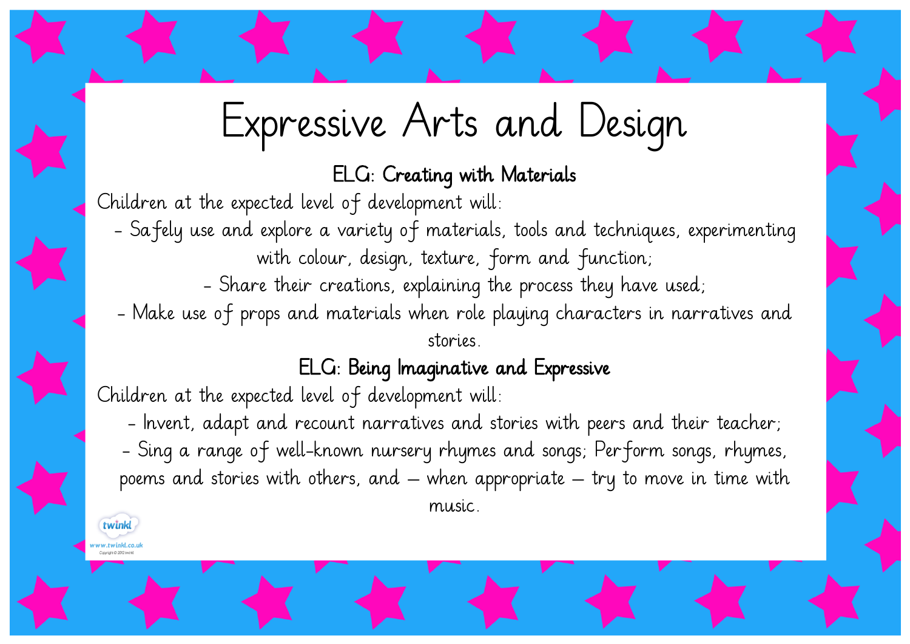# Expressive Arts and Design

## ELG: Creating with Materials

Children at the expected level of development will:

- Safely use and explore a variety of materials, tools and techniques, experimenting with colour, design, texture, form and function;
- Share their creations, explaining the process they have used;
- Make use of props and materials when role playing characters in narratives and stories.

## ELG: Being Imaginative and Expressive

Children at the expected level of development will:

- Invent, adapt and recount narratives and stories with peers and their teacher;
- Sing a range of well-known nursery rhymes and songs; Perform songs, rhymes, poems and stories with others, and – when appropriate – try to move in time with music.

twinkl
www.twinkl.co.uk
Copyright © 2012 twinkl